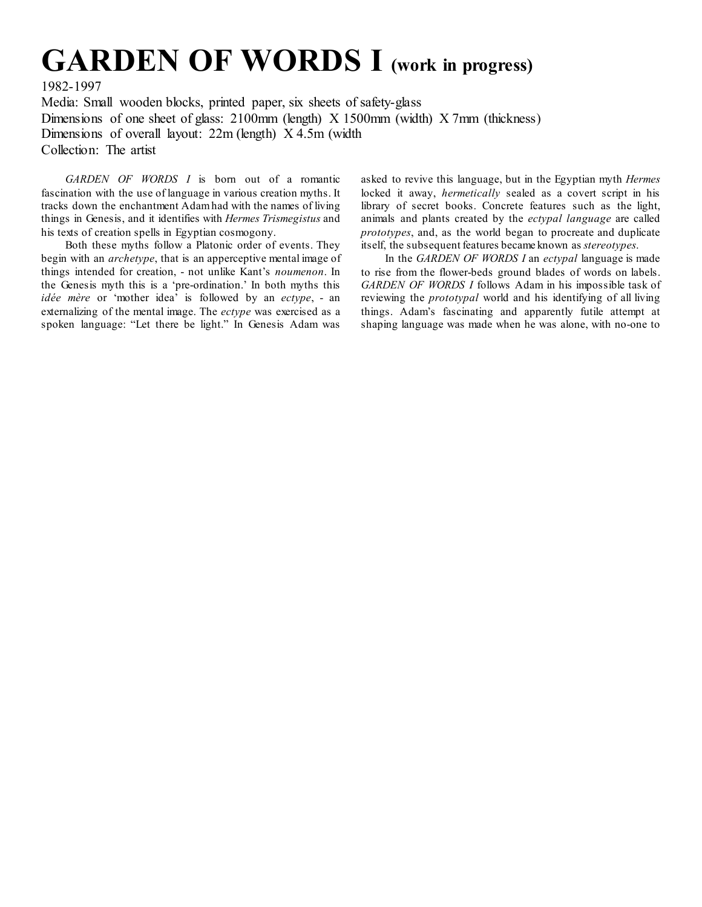# GARDEN OF WORDS I (work in progress)

1982-1997

Media: Small wooden blocks, printed paper, six sheets of safety-glass

Dimensions of one sheet of glass: 2100mm (length) X 1500mm (width) X 7mm (thickness)

Dimensions of overall layout: 22m (length) X 4.5m (width

Collection: The artist

*GARDEN OF WORDS I* is born out of a romantic fascination with the use of language in various creation myths. It tracks down the enchantment Adam had with the names of living things in Genesis, and it identifies with *Hermes Trismegistus* and his texts of creation spells in Egyptian cosmogony.

Both these myths follow a Platonic order of events. They begin with an *archetype*, that is an apperceptive mental image of things intended for creation, - not unlike Kant's *noumenon*. In the Genesis myth this is a 'pre-ordination.' In both myths this *idée mère* or 'mother idea' is followed by an *ectype*, - an externalizing of the mental image. The *ectype* was exercised as a spoken language: "Let there be light." In Genesis Adam was asked to revive this language, but in the Egyptian myth *Hermes* locked it away, *hermetically* sealed as a covert script in his library of secret books. Concrete features such as the light, animals and plants created by the *ectypal language* are called *prototypes*, and, as the world began to procreate and duplicate itself, the subsequent features became known as *stereotypes*.

In the *GARDEN OF WORDS I* an *ectypal* language is made to rise from the flower-beds ground blades of words on labels. *GARDEN OF WORDS I* follows Adam in his impossible task of reviewing the *prototypal* world and his identifying of all living things. Adam's fascinating and apparently futile attempt at shaping language was made when he was alone, with no-one to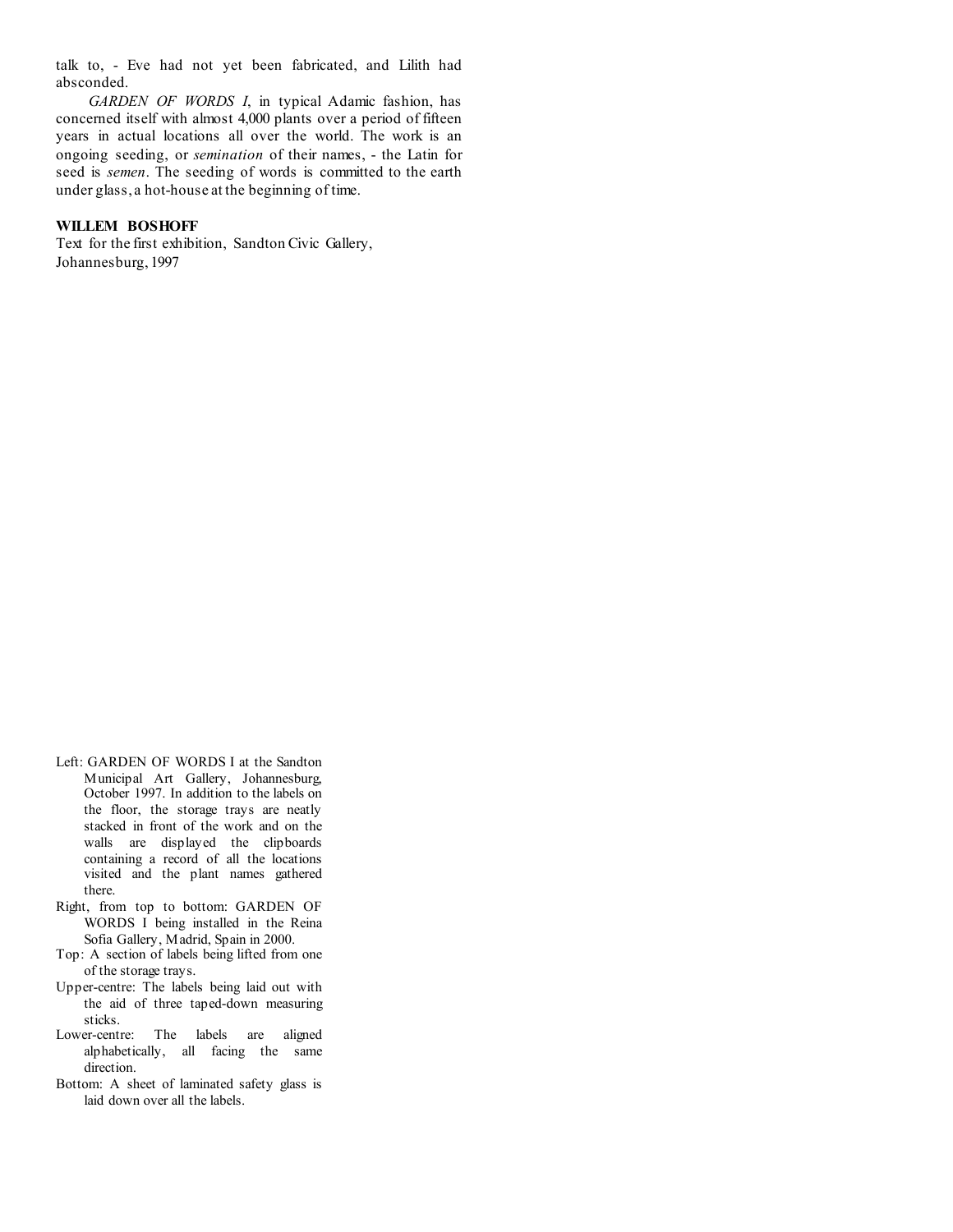talk to, - Eve had not yet been fabricated, and Lilith had absconded.

*GARDEN OF WORDS I*, in typical Adamic fashion, has concerned itself with almost 4,000 plants over a period of fifteen years in actual locations all over the world. The work is an ongoing seeding, or *semination* of their names, - the Latin for seed is *semen*. The seeding of words is committed to the earth under glass, a hot-house at the beginning of time.

**WILLEM BOSHOFF**
Text for the first exhibition, Sandton Civic Gallery, Johannesburg, 1997

Left: GARDEN OF WORDS I at the Sandton Municipal Art Gallery, Johannesburg, October 1997. In addition to the labels on the floor, the storage trays are neatly stacked in front of the work and on the walls are displayed the clipboards containing a record of all the locations visited and the plant names gathered there.

Right, from top to bottom: GARDEN OF WORDS I being installed in the Reina Sofia Gallery, Madrid, Spain in 2000.

Top: A section of labels being lifted from one of the storage trays.

Upper-centre: The labels being laid out with the aid of three taped-down measuring sticks.

Lower-centre: The labels are aligned alphabetically, all facing the same direction.

Bottom: A sheet of laminated safety glass is laid down over all the labels.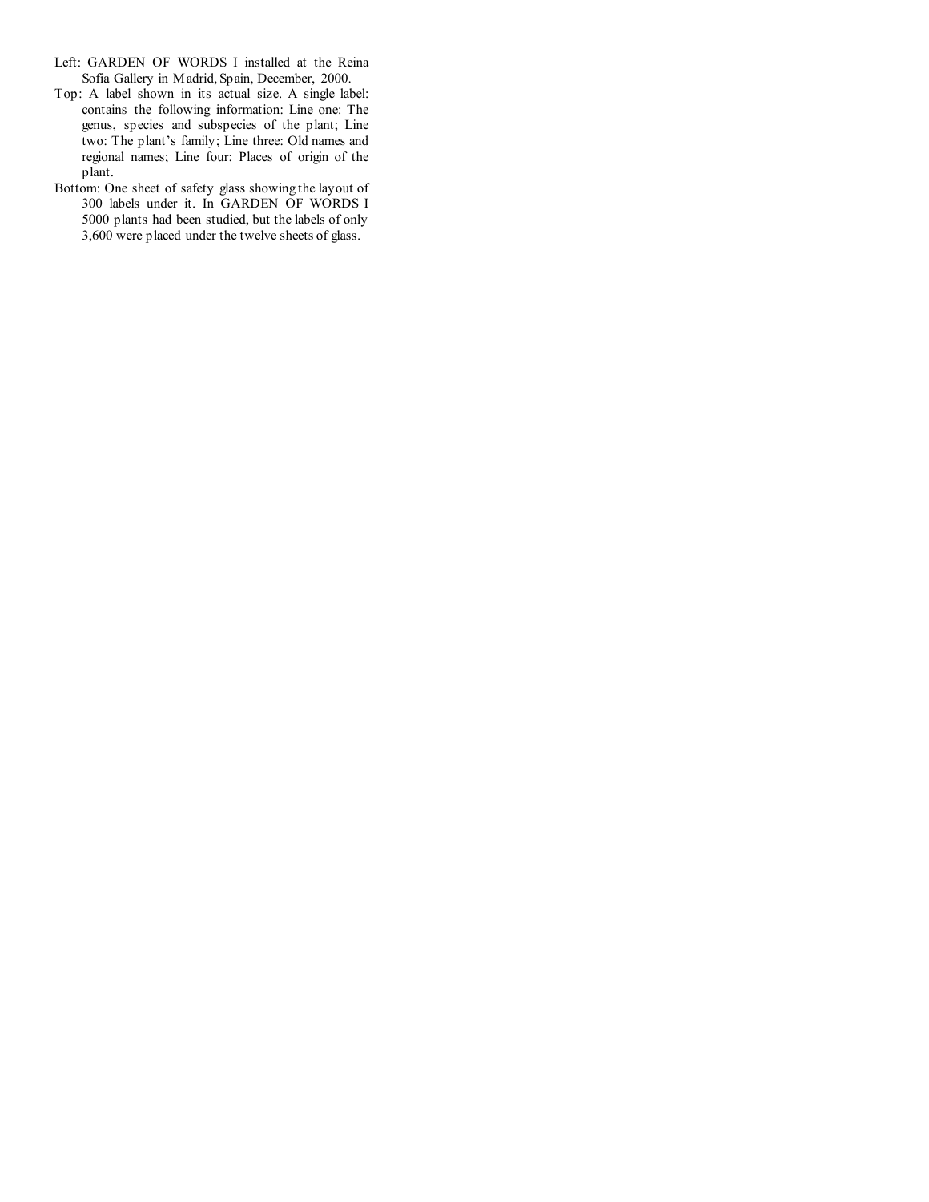Left: GARDEN OF WORDS I installed at the Reina Sofia Gallery in Madrid, Spain, December, 2000.

Top: A label shown in its actual size. A single label: contains the following information: Line one: The genus, species and subspecies of the plant; Line two: The plant's family; Line three: Old names and regional names; Line four: Places of origin of the plant.

Bottom: One sheet of safety glass showing the layout of 300 labels under it. In GARDEN OF WORDS I 5000 plants had been studied, but the labels of only 3,600 were placed under the twelve sheets of glass.